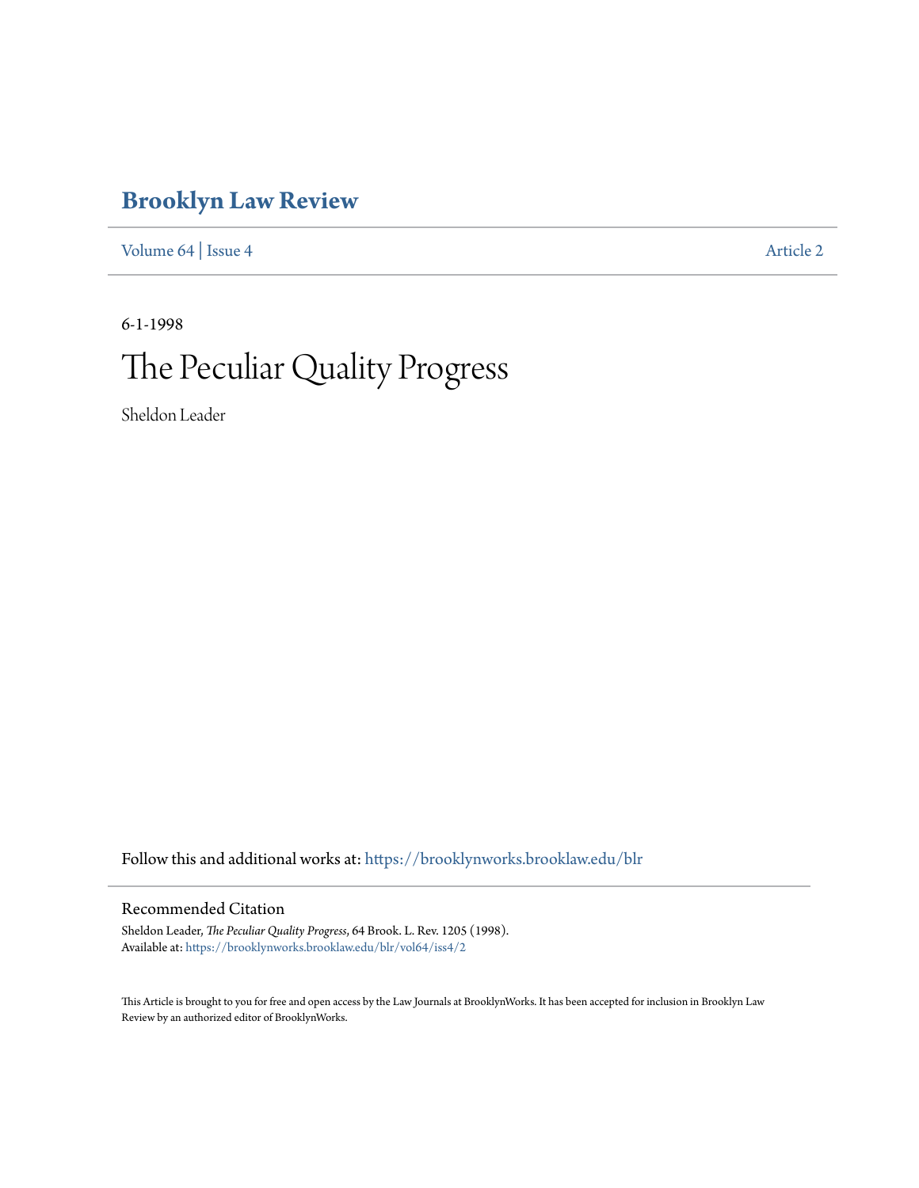# Brooklyn Law Review

Volume 64 | Issue 4 Article 2

6-1-1998

# The Peculiar Quality Progress

Sheldon Leader

Follow this and additional works at: https://brooklynworks.brooklaw.edu/blr

## Recommended Citation

Sheldon Leader, *The Peculiar Quality Progress*, 64 Brook. L. Rev. 1205 (1998).
Available at: https://brooklynworks.brooklaw.edu/blr/vol64/iss4/2

This Article is brought to you for free and open access by the Law Journals at BrooklynWorks. It has been accepted for inclusion in Brooklyn Law Review by an authorized editor of BrooklynWorks.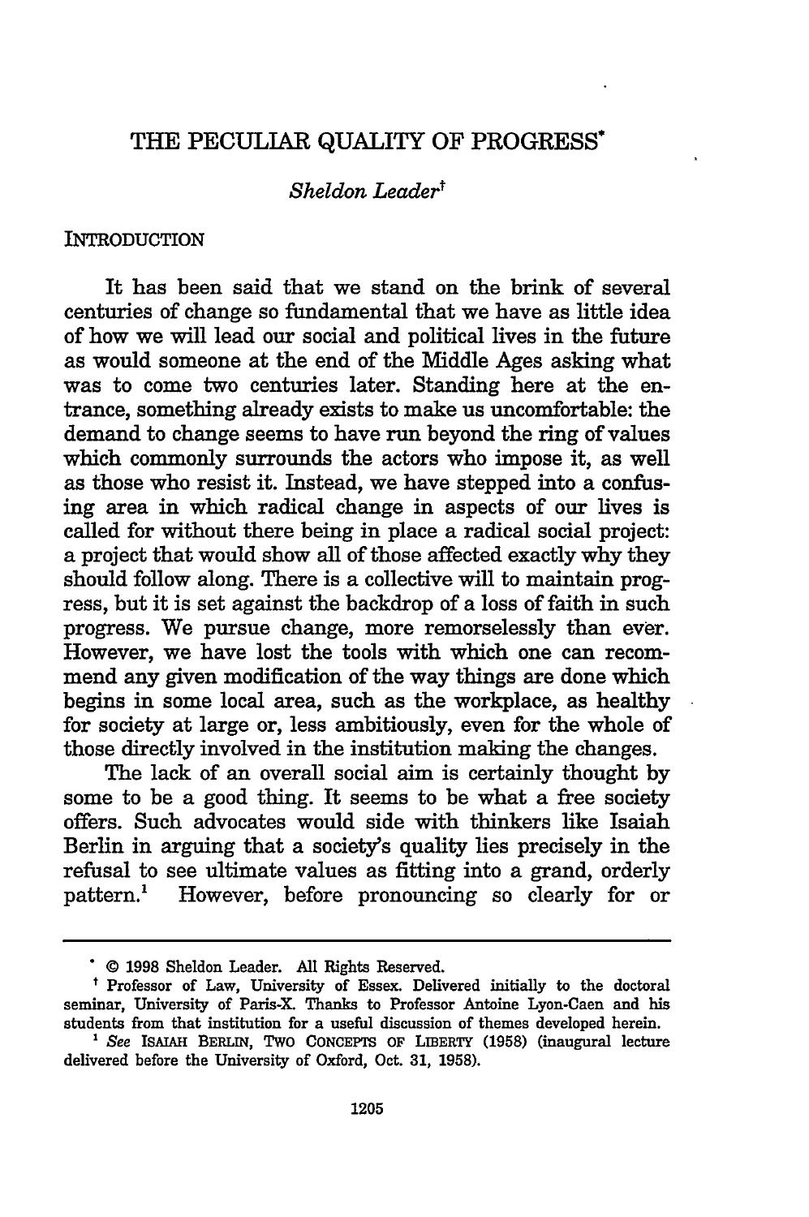# THE PECULIAR QUALITY OF PROGRESS*

*Sheldon Leader*†

## INTRODUCTION

It has been said that we stand on the brink of several centuries of change so fundamental that we have as little idea of how we will lead our social and political lives in the future as would someone at the end of the Middle Ages asking what was to come two centuries later. Standing here at the entrance, something already exists to make us uncomfortable: the demand to change seems to have run beyond the ring of values which commonly surrounds the actors who impose it, as well as those who resist it. Instead, we have stepped into a confusing area in which radical change in aspects of our lives is called for without there being in place a radical social project: a project that would show all of those affected exactly why they should follow along. There is a collective will to maintain progress, but it is set against the backdrop of a loss of faith in such progress. We pursue change, more remorselessly than ever. However, we have lost the tools with which one can recommend any given modification of the way things are done which begins in some local area, such as the workplace, as healthy for society at large or, less ambitiously, even for the whole of those directly involved in the institution making the changes.

The lack of an overall social aim is certainly thought by some to be a good thing. It seems to be what a free society offers. Such advocates would side with thinkers like Isaiah Berlin in arguing that a society's quality lies precisely in the refusal to see ultimate values as fitting into a grand, orderly pattern.[1] However, before pronouncing so clearly for or

---

\* © 1998 Sheldon Leader. All Rights Reserved.

† Professor of Law, University of Essex. Delivered initially to the doctoral seminar, University of Paris-X. Thanks to Professor Antoine Lyon-Caen and his students from that institution for a useful discussion of themes developed herein.

[1] *See* ISAIAH BERLIN, TWO CONCEPTS OF LIBERTY (1958) (inaugural lecture delivered before the University of Oxford, Oct. 31, 1958).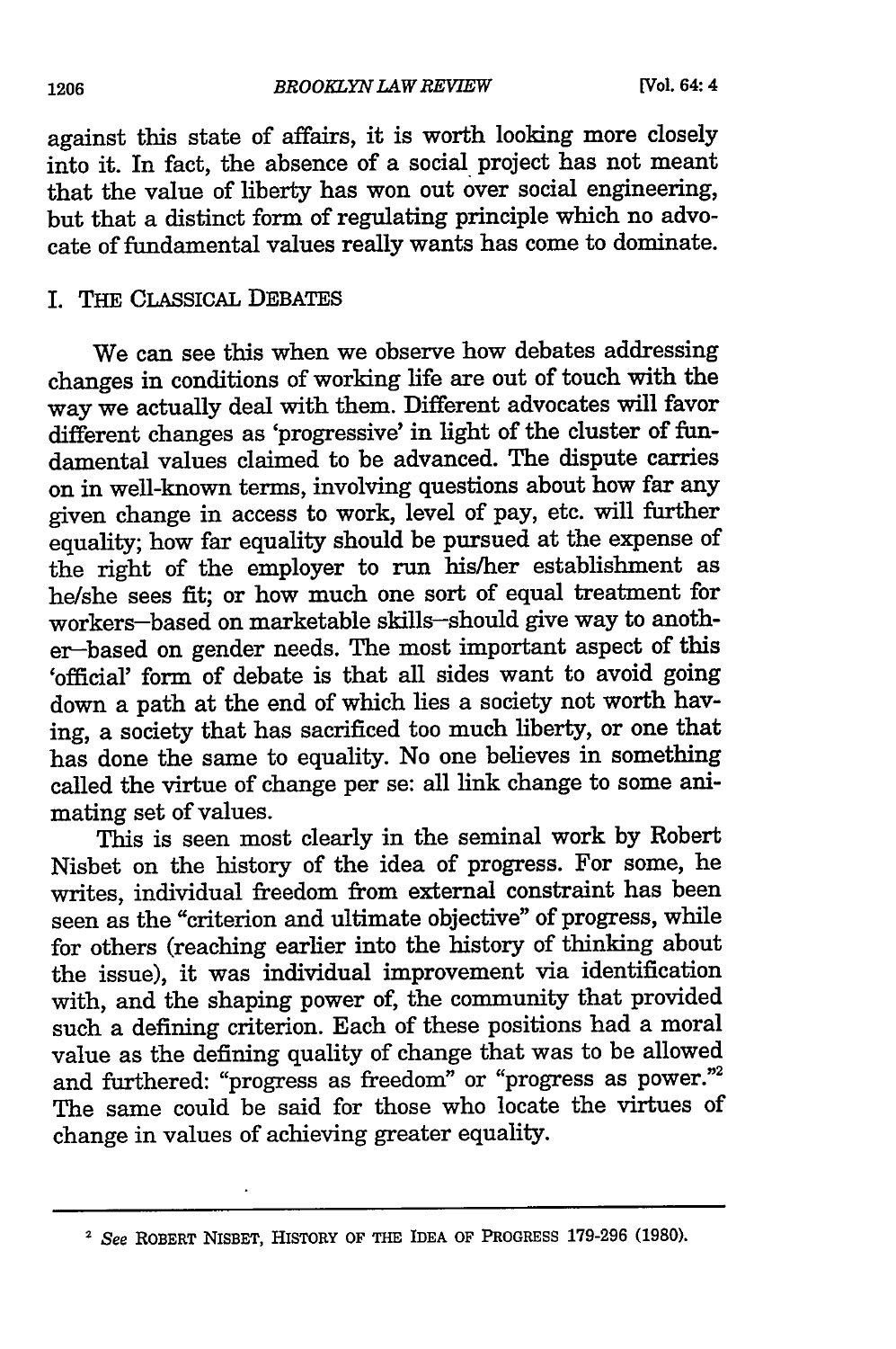against this state of affairs, it is worth looking more closely into it. In fact, the absence of a social project has not meant that the value of liberty has won out over social engineering, but that a distinct form of regulating principle which no advocate of fundamental values really wants has come to dominate.

## I. THE CLASSICAL DEBATES

We can see this when we observe how debates addressing changes in conditions of working life are out of touch with the way we actually deal with them. Different advocates will favor different changes as 'progressive' in light of the cluster of fundamental values claimed to be advanced. The dispute carries on in well-known terms, involving questions about how far any given change in access to work, level of pay, etc. will further equality; how far equality should be pursued at the expense of the right of the employer to run his/her establishment as he/she sees fit; or how much one sort of equal treatment for workers–based on marketable skills–should give way to another–based on gender needs. The most important aspect of this 'official' form of debate is that all sides want to avoid going down a path at the end of which lies a society not worth having, a society that has sacrificed too much liberty, or one that has done the same to equality. No one believes in something called the virtue of change per se: all link change to some animating set of values.

This is seen most clearly in the seminal work by Robert Nisbet on the history of the idea of progress. For some, he writes, individual freedom from external constraint has been seen as the "criterion and ultimate objective" of progress, while for others (reaching earlier into the history of thinking about the issue), it was individual improvement via identification with, and the shaping power of, the community that provided such a defining criterion. Each of these positions had a moral value as the defining quality of change that was to be allowed and furthered: "progress as freedom" or "progress as power."[2] The same could be said for those who locate the virtues of change in values of achieving greater equality.

---

[2] *See* ROBERT NISBET, HISTORY OF THE IDEA OF PROGRESS 179-296 (1980).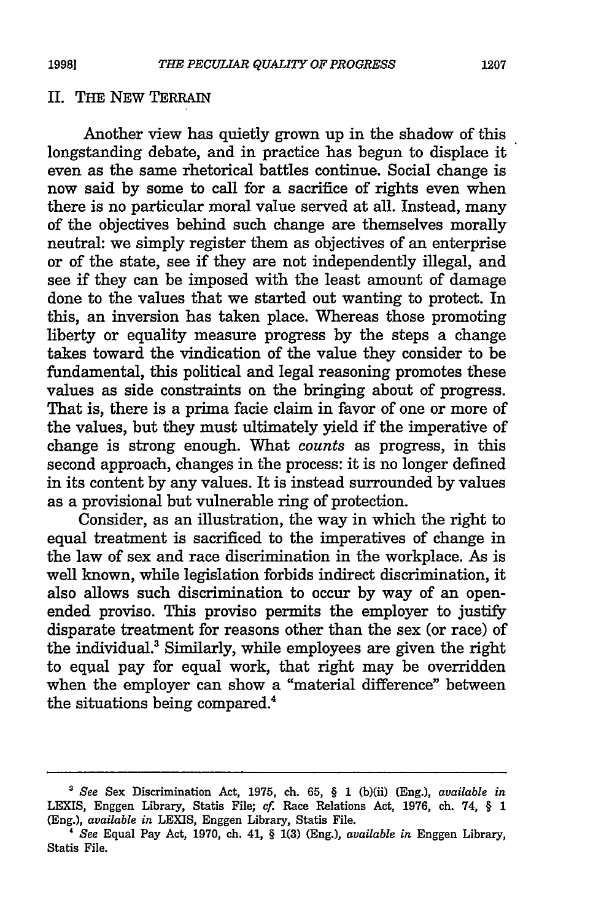## II. THE NEW TERRAIN

Another view has quietly grown up in the shadow of this longstanding debate, and in practice has begun to displace it even as the same rhetorical battles continue. Social change is now said by some to call for a sacrifice of rights even when there is no particular moral value served at all. Instead, many of the objectives behind such change are themselves morally neutral: we simply register them as objectives of an enterprise or of the state, see if they are not independently illegal, and see if they can be imposed with the least amount of damage done to the values that we started out wanting to protect. In this, an inversion has taken place. Whereas those promoting liberty or equality measure progress by the steps a change takes toward the vindication of the value they consider to be fundamental, this political and legal reasoning promotes these values as side constraints on the bringing about of progress. That is, there is a prima facie claim in favor of one or more of the values, but they must ultimately yield if the imperative of change is strong enough. What *counts* as progress, in this second approach, changes in the process: it is no longer defined in its content by any values. It is instead surrounded by values as a provisional but vulnerable ring of protection.

Consider, as an illustration, the way in which the right to equal treatment is sacrificed to the imperatives of change in the law of sex and race discrimination in the workplace. As is well known, while legislation forbids indirect discrimination, it also allows such discrimination to occur by way of an open-ended proviso. This proviso permits the employer to justify disparate treatment for reasons other than the sex (or race) of the individual.[3] Similarly, while employees are given the right to equal pay for equal work, that right may be overridden when the employer can show a "material difference" between the situations being compared.[4]

---

[3] *See* Sex Discrimination Act, 1975, ch. 65, § 1 (b)(ii) (Eng.), *available in* LEXIS, Enggen Library, Statis File; *cf.* Race Relations Act, 1976, ch. 74, § 1 (Eng.), *available in* LEXIS, Enggen Library, Statis File.

[4] *See* Equal Pay Act, 1970, ch. 41, § 1(3) (Eng.), *available in* Enggen Library, Statis File.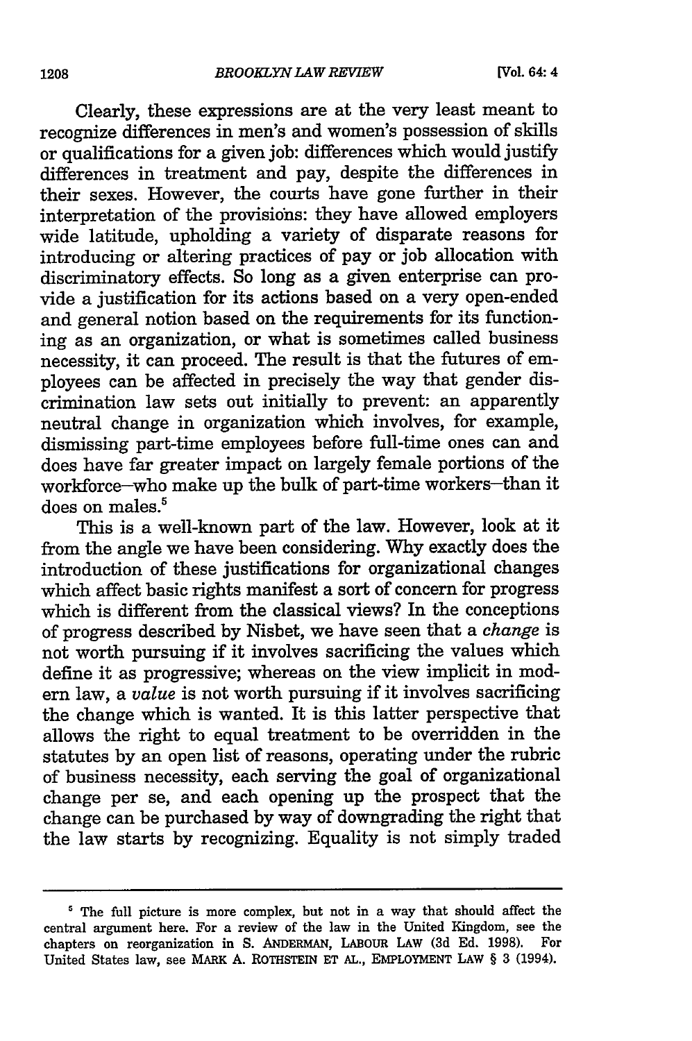Clearly, these expressions are at the very least meant to recognize differences in men's and women's possession of skills or qualifications for a given job: differences which would justify differences in treatment and pay, despite the differences in their sexes. However, the courts have gone further in their interpretation of the provisions: they have allowed employers wide latitude, upholding a variety of disparate reasons for introducing or altering practices of pay or job allocation with discriminatory effects. So long as a given enterprise can provide a justification for its actions based on a very open-ended and general notion based on the requirements for its functioning as an organization, or what is sometimes called business necessity, it can proceed. The result is that the futures of employees can be affected in precisely the way that gender discrimination law sets out initially to prevent: an apparently neutral change in organization which involves, for example, dismissing part-time employees before full-time ones can and does have far greater impact on largely female portions of the workforce—who make up the bulk of part-time workers—than it does on males.[5]

This is a well-known part of the law. However, look at it from the angle we have been considering. Why exactly does the introduction of these justifications for organizational changes which affect basic rights manifest a sort of concern for progress which is different from the classical views? In the conceptions of progress described by Nisbet, we have seen that a *change* is not worth pursuing if it involves sacrificing the values which define it as progressive; whereas on the view implicit in modern law, a *value* is not worth pursuing if it involves sacrificing the change which is wanted. It is this latter perspective that allows the right to equal treatment to be overridden in the statutes by an open list of reasons, operating under the rubric of business necessity, each serving the goal of organizational change per se, and each opening up the prospect that the change can be purchased by way of downgrading the right that the law starts by recognizing. Equality is not simply traded

---

[5] The full picture is more complex, but not in a way that should affect the central argument here. For a review of the law in the United Kingdom, see the chapters on reorganization in S. ANDERMAN, LABOUR LAW (3d Ed. 1998). For United States law, see MARK A. ROTHSTEIN ET AL., EMPLOYMENT LAW § 3 (1994).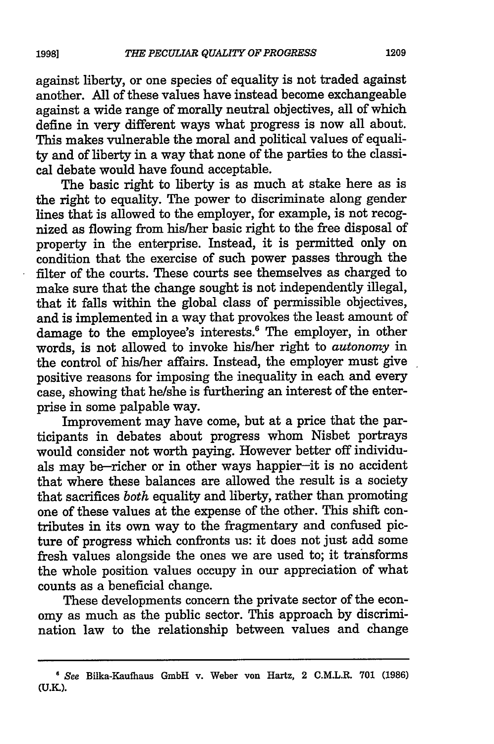against liberty, or one species of equality is not traded against another. All of these values have instead become exchangeable against a wide range of morally neutral objectives, all of which define in very different ways what progress is now all about. This makes vulnerable the moral and political values of equality and of liberty in a way that none of the parties to the classical debate would have found acceptable.

The basic right to liberty is as much at stake here as is the right to equality. The power to discriminate along gender lines that is allowed to the employer, for example, is not recognized as flowing from his/her basic right to the free disposal of property in the enterprise. Instead, it is permitted only on condition that the exercise of such power passes through the filter of the courts. These courts see themselves as charged to make sure that the change sought is not independently illegal, that it falls within the global class of permissible objectives, and is implemented in a way that provokes the least amount of damage to the employee's interests.[6] The employer, in other words, is not allowed to invoke his/her right to *autonomy* in the control of his/her affairs. Instead, the employer must give positive reasons for imposing the inequality in each and every case, showing that he/she is furthering an interest of the enterprise in some palpable way.

Improvement may have come, but at a price that the participants in debates about progress whom Nisbet portrays would consider not worth paying. However better off individuals may be–richer or in other ways happier–it is no accident that where these balances are allowed the result is a society that sacrifices *both* equality and liberty, rather than promoting one of these values at the expense of the other. This shift contributes in its own way to the fragmentary and confused picture of progress which confronts us: it does not just add some fresh values alongside the ones we are used to; it transforms the whole position values occupy in our appreciation of what counts as a beneficial change.

These developments concern the private sector of the economy as much as the public sector. This approach by discrimination law to the relationship between values and change

---

[6] *See* Bilka-Kaufhaus GmbH v. Weber von Hartz, 2 C.M.L.R. 701 (1986) (U.K.).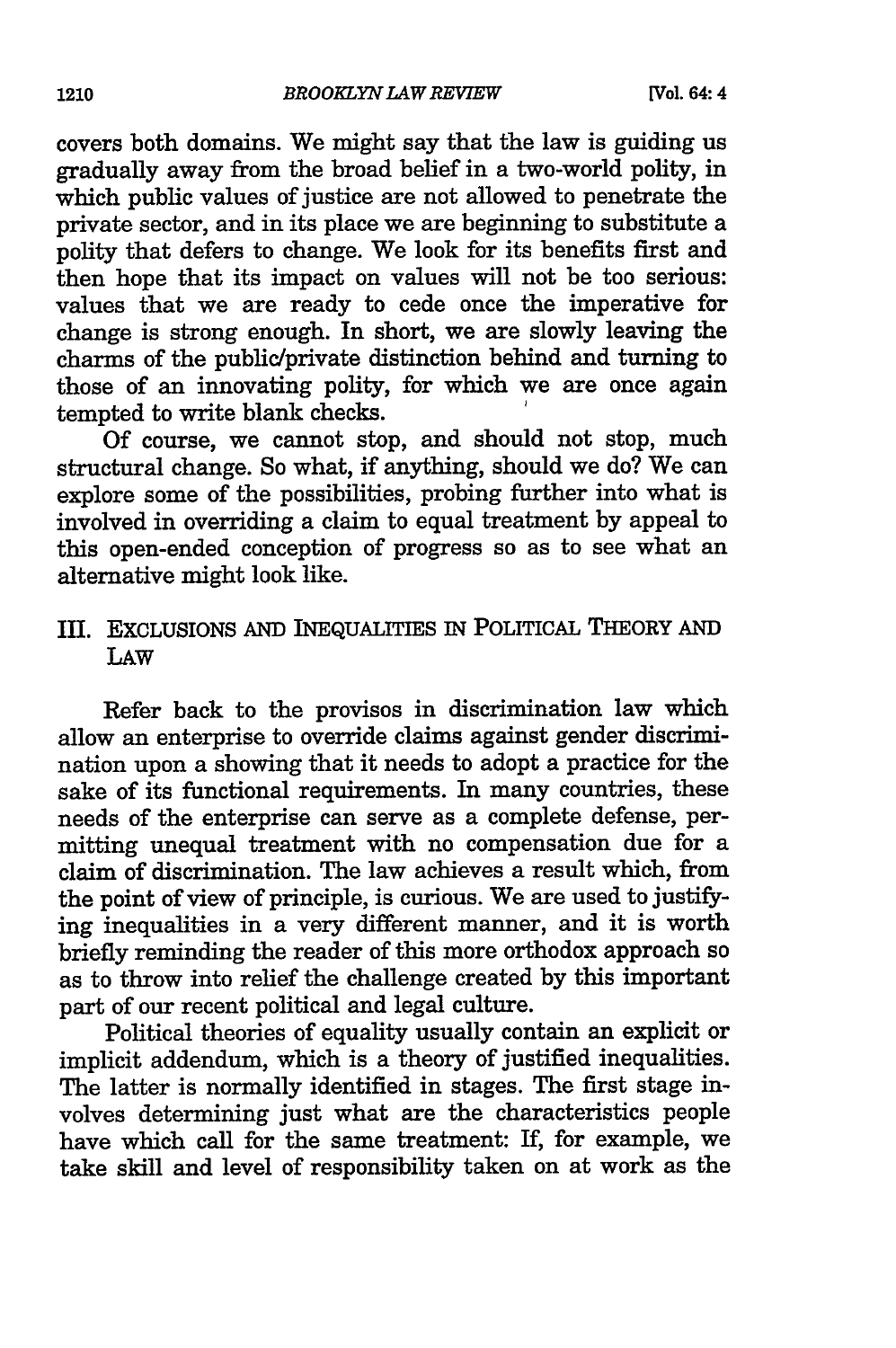covers both domains. We might say that the law is guiding us gradually away from the broad belief in a two-world polity, in which public values of justice are not allowed to penetrate the private sector, and in its place we are beginning to substitute a polity that defers to change. We look for its benefits first and then hope that its impact on values will not be too serious: values that we are ready to cede once the imperative for change is strong enough. In short, we are slowly leaving the charms of the public/private distinction behind and turning to those of an innovating polity, for which we are once again tempted to write blank checks.

Of course, we cannot stop, and should not stop, much structural change. So what, if anything, should we do? We can explore some of the possibilities, probing further into what is involved in overriding a claim to equal treatment by appeal to this open-ended conception of progress so as to see what an alternative might look like.

## III. EXCLUSIONS AND INEQUALITIES IN POLITICAL THEORY AND LAW

Refer back to the provisos in discrimination law which allow an enterprise to override claims against gender discrimination upon a showing that it needs to adopt a practice for the sake of its functional requirements. In many countries, these needs of the enterprise can serve as a complete defense, permitting unequal treatment with no compensation due for a claim of discrimination. The law achieves a result which, from the point of view of principle, is curious. We are used to justifying inequalities in a very different manner, and it is worth briefly reminding the reader of this more orthodox approach so as to throw into relief the challenge created by this important part of our recent political and legal culture.

Political theories of equality usually contain an explicit or implicit addendum, which is a theory of justified inequalities. The latter is normally identified in stages. The first stage involves determining just what are the characteristics people have which call for the same treatment: If, for example, we take skill and level of responsibility taken on at work as the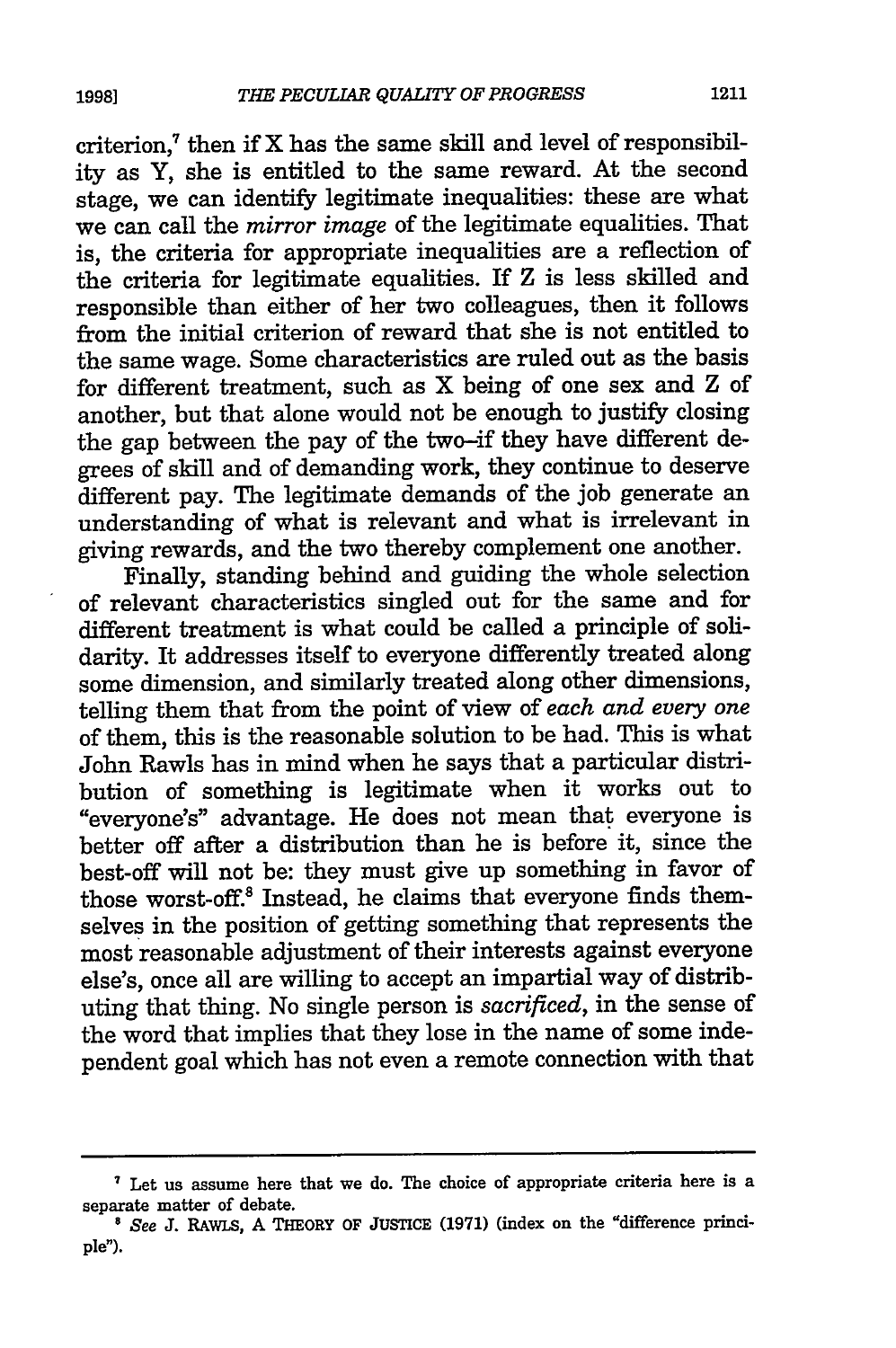criterion,[7] then if X has the same skill and level of responsibility as Y, she is entitled to the same reward. At the second stage, we can identify legitimate inequalities: these are what we can call the *mirror image* of the legitimate equalities. That is, the criteria for appropriate inequalities are a reflection of the criteria for legitimate equalities. If Z is less skilled and responsible than either of her two colleagues, then it follows from the initial criterion of reward that she is not entitled to the same wage. Some characteristics are ruled out as the basis for different treatment, such as X being of one sex and Z of another, but that alone would not be enough to justify closing the gap between the pay of the two–if they have different degrees of skill and of demanding work, they continue to deserve different pay. The legitimate demands of the job generate an understanding of what is relevant and what is irrelevant in giving rewards, and the two thereby complement one another.

Finally, standing behind and guiding the whole selection of relevant characteristics singled out for the same and for different treatment is what could be called a principle of solidarity. It addresses itself to everyone differently treated along some dimension, and similarly treated along other dimensions, telling them that from the point of view of *each and every one* of them, this is the reasonable solution to be had. This is what John Rawls has in mind when he says that a particular distribution of something is legitimate when it works out to "everyone's" advantage. He does not mean that everyone is better off after a distribution than he is before it, since the best-off will not be: they must give up something in favor of those worst-off.[8] Instead, he claims that everyone finds themselves in the position of getting something that represents the most reasonable adjustment of their interests against everyone else's, once all are willing to accept an impartial way of distributing that thing. No single person is *sacrificed*, in the sense of the word that implies that they lose in the name of some independent goal which has not even a remote connection with that

---

[7] Let us assume here that we do. The choice of appropriate criteria here is a separate matter of debate.

[8] *See* J. RAWLS, A THEORY OF JUSTICE (1971) (index on the "difference principle").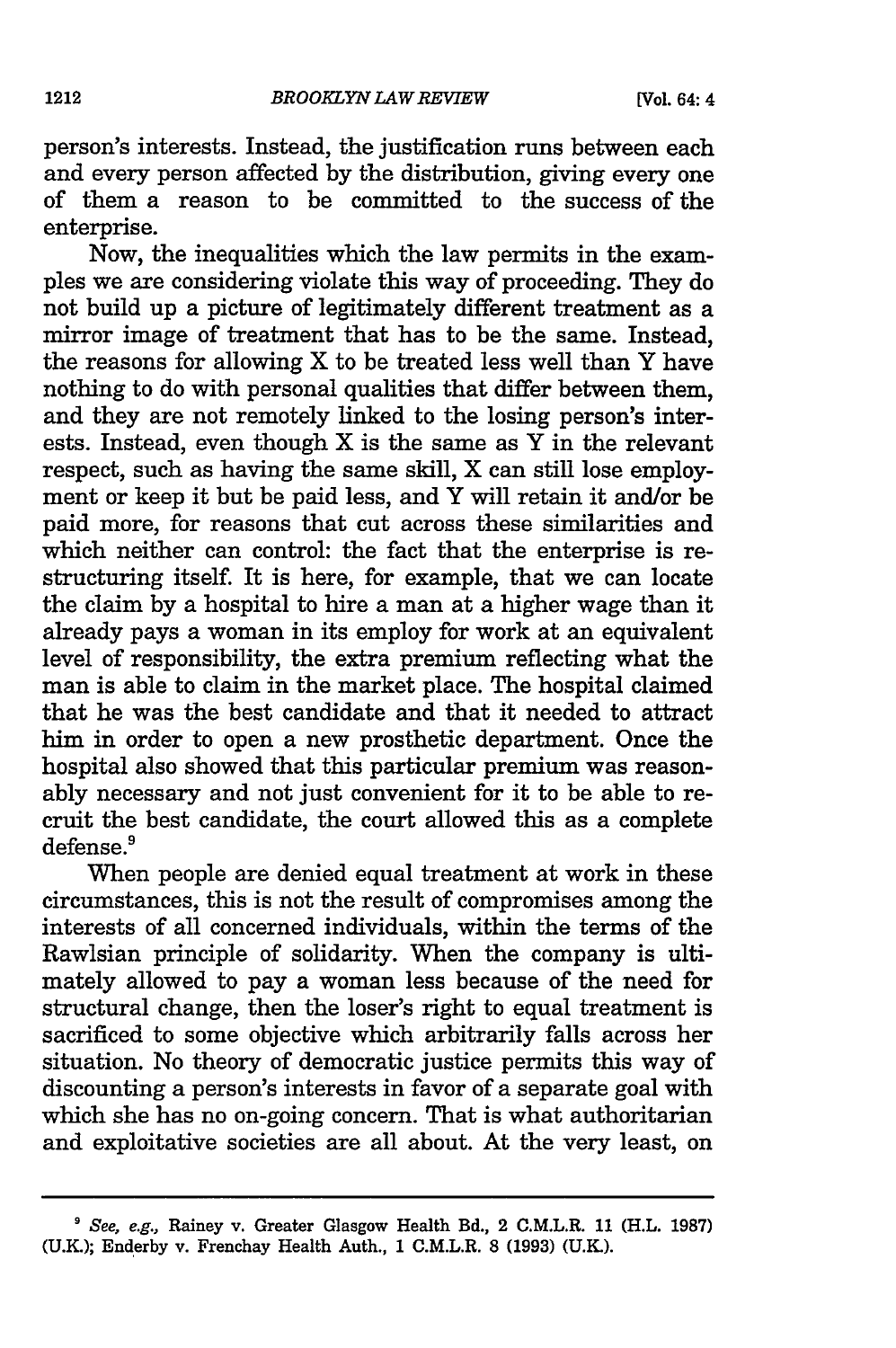person's interests. Instead, the justification runs between each and every person affected by the distribution, giving every one of them a reason to be committed to the success of the enterprise.

Now, the inequalities which the law permits in the examples we are considering violate this way of proceeding. They do not build up a picture of legitimately different treatment as a mirror image of treatment that has to be the same. Instead, the reasons for allowing X to be treated less well than Y have nothing to do with personal qualities that differ between them, and they are not remotely linked to the losing person's interests. Instead, even though X is the same as Y in the relevant respect, such as having the same skill, X can still lose employment or keep it but be paid less, and Y will retain it and/or be paid more, for reasons that cut across these similarities and which neither can control: the fact that the enterprise is restructuring itself. It is here, for example, that we can locate the claim by a hospital to hire a man at a higher wage than it already pays a woman in its employ for work at an equivalent level of responsibility, the extra premium reflecting what the man is able to claim in the market place. The hospital claimed that he was the best candidate and that it needed to attract him in order to open a new prosthetic department. Once the hospital also showed that this particular premium was reasonably necessary and not just convenient for it to be able to recruit the best candidate, the court allowed this as a complete defense.[9]

When people are denied equal treatment at work in these circumstances, this is not the result of compromises among the interests of all concerned individuals, within the terms of the Rawlsian principle of solidarity. When the company is ultimately allowed to pay a woman less because of the need for structural change, then the loser's right to equal treatment is sacrificed to some objective which arbitrarily falls across her situation. No theory of democratic justice permits this way of discounting a person's interests in favor of a separate goal with which she has no on-going concern. That is what authoritarian and exploitative societies are all about. At the very least, on

---

[9] *See, e.g.,* Rainey v. Greater Glasgow Health Bd., 2 C.M.L.R. 11 (H.L. 1987) (U.K.); Enderby v. Frenchay Health Auth., 1 C.M.L.R. 8 (1993) (U.K.).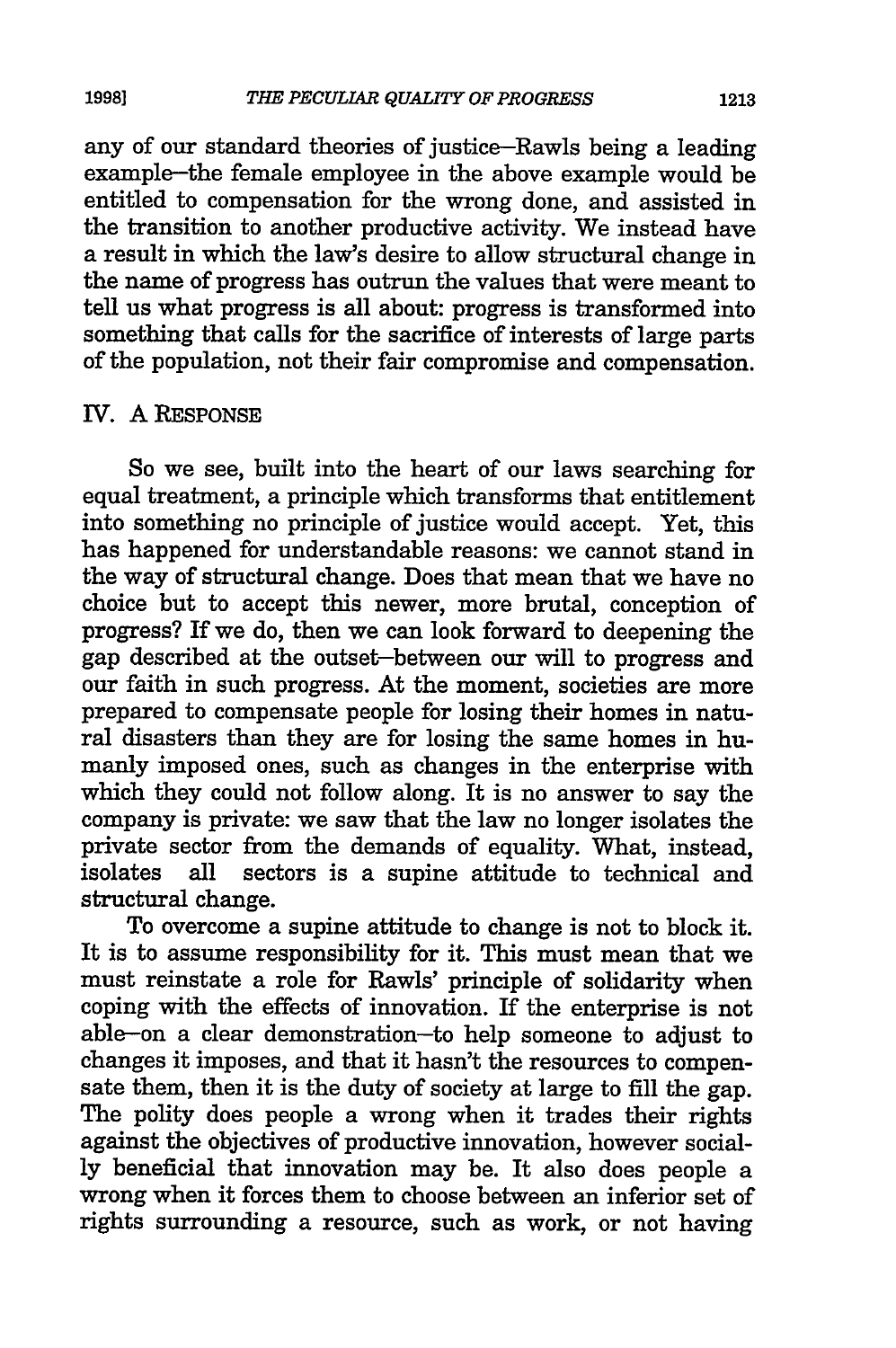any of our standard theories of justice—Rawls being a leading example—the female employee in the above example would be entitled to compensation for the wrong done, and assisted in the transition to another productive activity. We instead have a result in which the law's desire to allow structural change in the name of progress has outrun the values that were meant to tell us what progress is all about: progress is transformed into something that calls for the sacrifice of interests of large parts of the population, not their fair compromise and compensation.

## IV. A RESPONSE

So we see, built into the heart of our laws searching for equal treatment, a principle which transforms that entitlement into something no principle of justice would accept. Yet, this has happened for understandable reasons: we cannot stand in the way of structural change. Does that mean that we have no choice but to accept this newer, more brutal, conception of progress? If we do, then we can look forward to deepening the gap described at the outset—between our will to progress and our faith in such progress. At the moment, societies are more prepared to compensate people for losing their homes in natural disasters than they are for losing the same homes in humanly imposed ones, such as changes in the enterprise with which they could not follow along. It is no answer to say the company is private: we saw that the law no longer isolates the private sector from the demands of equality. What, instead, isolates all sectors is a supine attitude to technical and structural change.

To overcome a supine attitude to change is not to block it. It is to assume responsibility for it. This must mean that we must reinstate a role for Rawls' principle of solidarity when coping with the effects of innovation. If the enterprise is not able—on a clear demonstration—to help someone to adjust to changes it imposes, and that it hasn't the resources to compensate them, then it is the duty of society at large to fill the gap. The polity does people a wrong when it trades their rights against the objectives of productive innovation, however socially beneficial that innovation may be. It also does people a wrong when it forces them to choose between an inferior set of rights surrounding a resource, such as work, or not having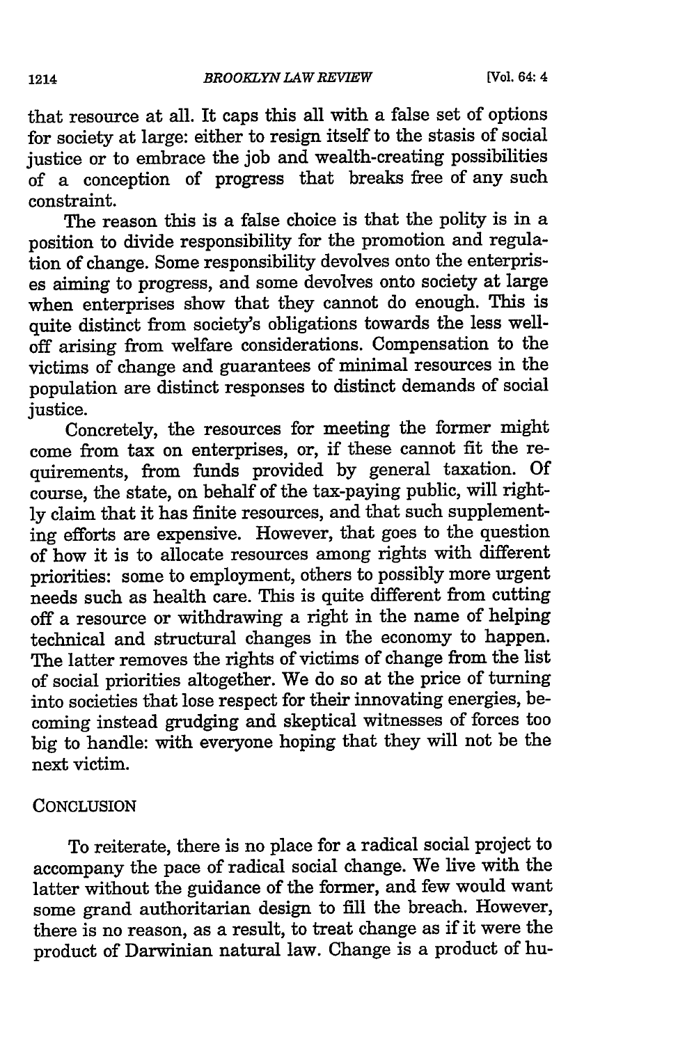that resource at all. It caps this all with a false set of options for society at large: either to resign itself to the stasis of social justice or to embrace the job and wealth-creating possibilities of a conception of progress that breaks free of any such constraint.

The reason this is a false choice is that the polity is in a position to divide responsibility for the promotion and regulation of change. Some responsibility devolves onto the enterprises aiming to progress, and some devolves onto society at large when enterprises show that they cannot do enough. This is quite distinct from society's obligations towards the less well-off arising from welfare considerations. Compensation to the victims of change and guarantees of minimal resources in the population are distinct responses to distinct demands of social justice.

Concretely, the resources for meeting the former might come from tax on enterprises, or, if these cannot fit the requirements, from funds provided by general taxation. Of course, the state, on behalf of the tax-paying public, will rightly claim that it has finite resources, and that such supplementing efforts are expensive. However, that goes to the question of how it is to allocate resources among rights with different priorities: some to employment, others to possibly more urgent needs such as health care. This is quite different from cutting off a resource or withdrawing a right in the name of helping technical and structural changes in the economy to happen. The latter removes the rights of victims of change from the list of social priorities altogether. We do so at the price of turning into societies that lose respect for their innovating energies, becoming instead grudging and skeptical witnesses of forces too big to handle: with everyone hoping that they will not be the next victim.

## CONCLUSION

To reiterate, there is no place for a radical social project to accompany the pace of radical social change. We live with the latter without the guidance of the former, and few would want some grand authoritarian design to fill the breach. However, there is no reason, as a result, to treat change as if it were the product of Darwinian natural law. Change is a product of hu-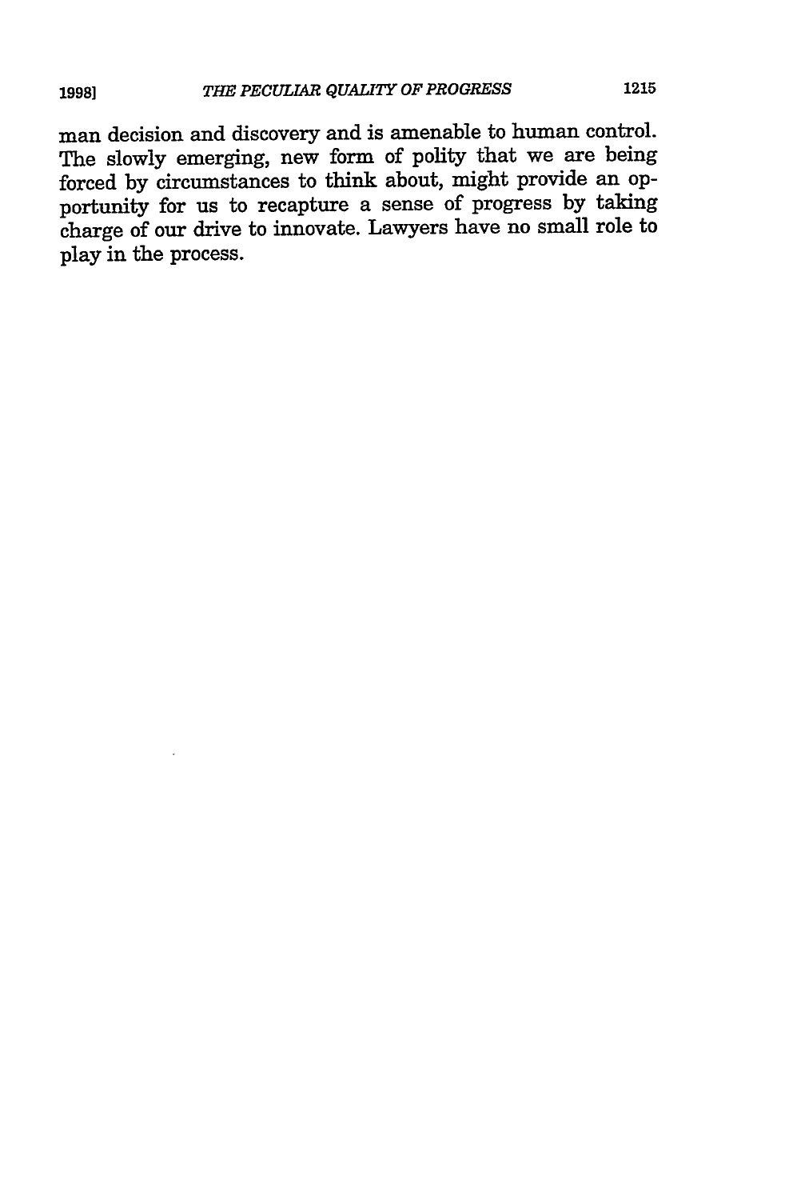man decision and discovery and is amenable to human control. The slowly emerging, new form of polity that we are being forced by circumstances to think about, might provide an opportunity for us to recapture a sense of progress by taking charge of our drive to innovate. Lawyers have no small role to play in the process.